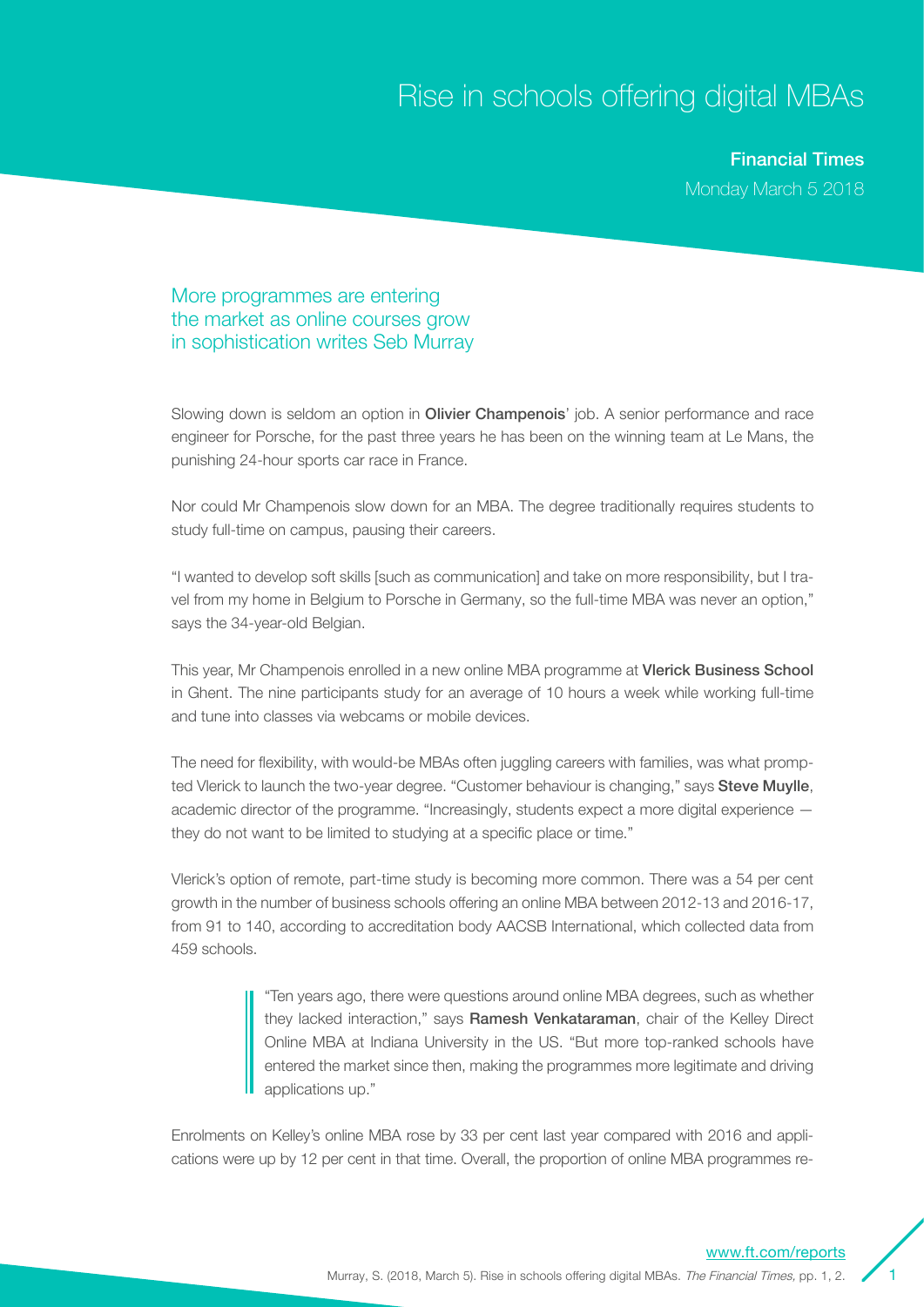# Rise in schools offering digital MBAs

**Financial Times**

Monday March 5 2018

## More programmes are entering the market as online courses grow in sophistication writes Seb Murray

Slowing down is seldom an option in **Olivier Champenois**' job. A senior performance and race engineer for Porsche, for the past three years he has been on the winning team at Le Mans, the punishing 24-hour sports car race in France.

Nor could Mr Champenois slow down for an MBA. The degree traditionally requires students to study full-time on campus, pausing their careers.

"I wanted to develop soft skills [such as communication] and take on more responsibility, but I travel from my home in Belgium to Porsche in Germany, so the full-time MBA was never an option," says the 34-year-old Belgian.

This year, Mr Champenois enrolled in a new online MBA programme at **Vlerick Business School** in Ghent. The nine participants study for an average of 10 hours a week while working full-time and tune into classes via webcams or mobile devices.

The need for flexibility, with would-be MBAs often juggling careers with families, was what prompted Vlerick to launch the two-year degree. "Customer behaviour is changing," says **Steve Muylle**, academic director of the programme. "Increasingly, students expect a more digital experience — they do not want to be limited to studying at a specific place or time."

Vlerick's option of remote, part-time study is becoming more common. There was a 54 per cent growth in the number of business schools offering an online MBA between 2012-13 and 2016-17, from 91 to 140, according to accreditation body AACSB International, which collected data from 459 schools.

> "Ten years ago, there were questions around online MBA degrees, such as whether they lacked interaction," says **Ramesh Venkataraman**, chair of the Kelley Direct Online MBA at Indiana University in the US. "But more top-ranked schools have entered the market since then, making the programmes more legitimate and driving applications up."

Enrolments on Kelley's online MBA rose by 33 per cent last year compared with 2016 and applications were up by 12 per cent in that time. Overall, the proportion of online MBA programmes re-

Murray, S. (2018, March 5). Rise in schools offering digital MBAs. *The Financial Times,* pp. 1, 2.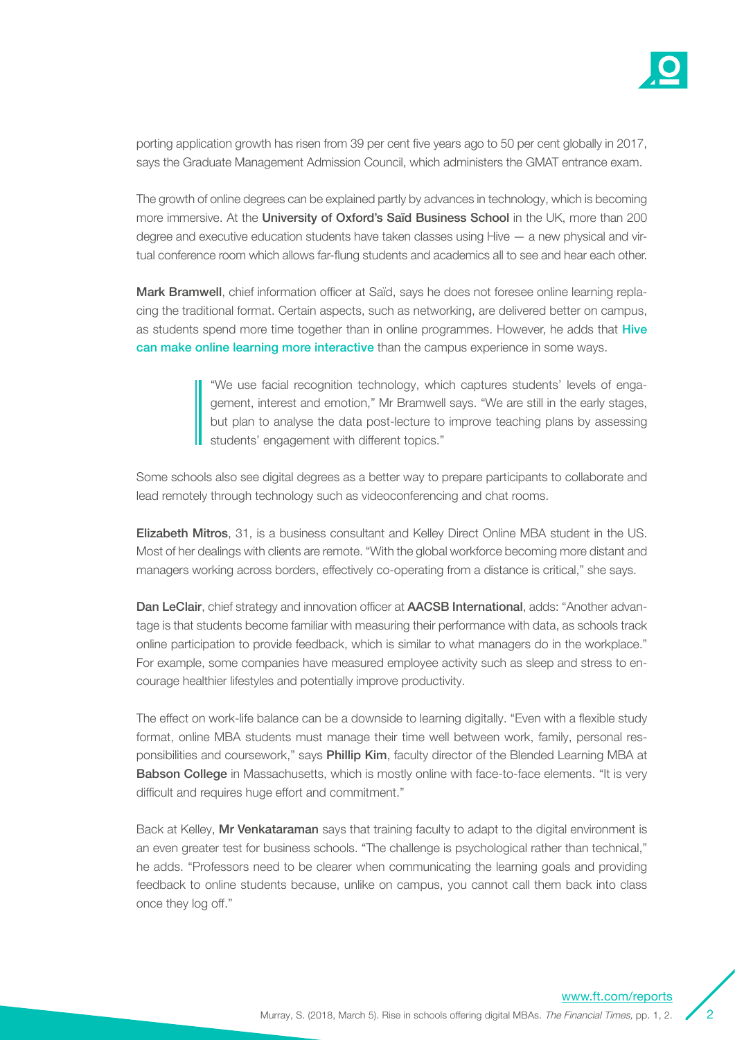porting application growth has risen from 39 per cent five years ago to 50 per cent globally in 2017, says the Graduate Management Admission Council, which administers the GMAT entrance exam.

The growth of online degrees can be explained partly by advances in technology, which is becoming more immersive. At the **University of Oxford's Saïd Business School** in the UK, more than 200 degree and executive education students have taken classes using Hive — a new physical and virtual conference room which allows far-flung students and academics all to see and hear each other.

**Mark Bramwell**, chief information officer at Saïd, says he does not foresee online learning replacing the traditional format. Certain aspects, such as networking, are delivered better on campus, as students spend more time together than in online programmes. However, he adds that **Hive can make online learning more interactive** than the campus experience in some ways.

> "We use facial recognition technology, which captures students' levels of engagement, interest and emotion," Mr Bramwell says. "We are still in the early stages, but plan to analyse the data post-lecture to improve teaching plans by assessing students' engagement with different topics."

Some schools also see digital degrees as a better way to prepare participants to collaborate and lead remotely through technology such as videoconferencing and chat rooms.

**Elizabeth Mitros**, 31, is a business consultant and Kelley Direct Online MBA student in the US. Most of her dealings with clients are remote. "With the global workforce becoming more distant and managers working across borders, effectively co-operating from a distance is critical," she says.

**Dan LeClair**, chief strategy and innovation officer at **AACSB International**, adds: "Another advantage is that students become familiar with measuring their performance with data, as schools track online participation to provide feedback, which is similar to what managers do in the workplace." For example, some companies have measured employee activity such as sleep and stress to encourage healthier lifestyles and potentially improve productivity.

The effect on work-life balance can be a downside to learning digitally. "Even with a flexible study format, online MBA students must manage their time well between work, family, personal responsibilities and coursework," says **Phillip Kim**, faculty director of the Blended Learning MBA at **Babson College** in Massachusetts, which is mostly online with face-to-face elements. "It is very difficult and requires huge effort and commitment."

Back at Kelley, **Mr Venkataraman** says that training faculty to adapt to the digital environment is an even greater test for business schools. "The challenge is psychological rather than technical," he adds. "Professors need to be clearer when communicating the learning goals and providing feedback to online students because, unlike on campus, you cannot call them back into class once they log off."

www.ft.com/reports

Murray, S. (2018, March 5). Rise in schools offering digital MBAs. *The Financial Times,* pp. 1, 2.